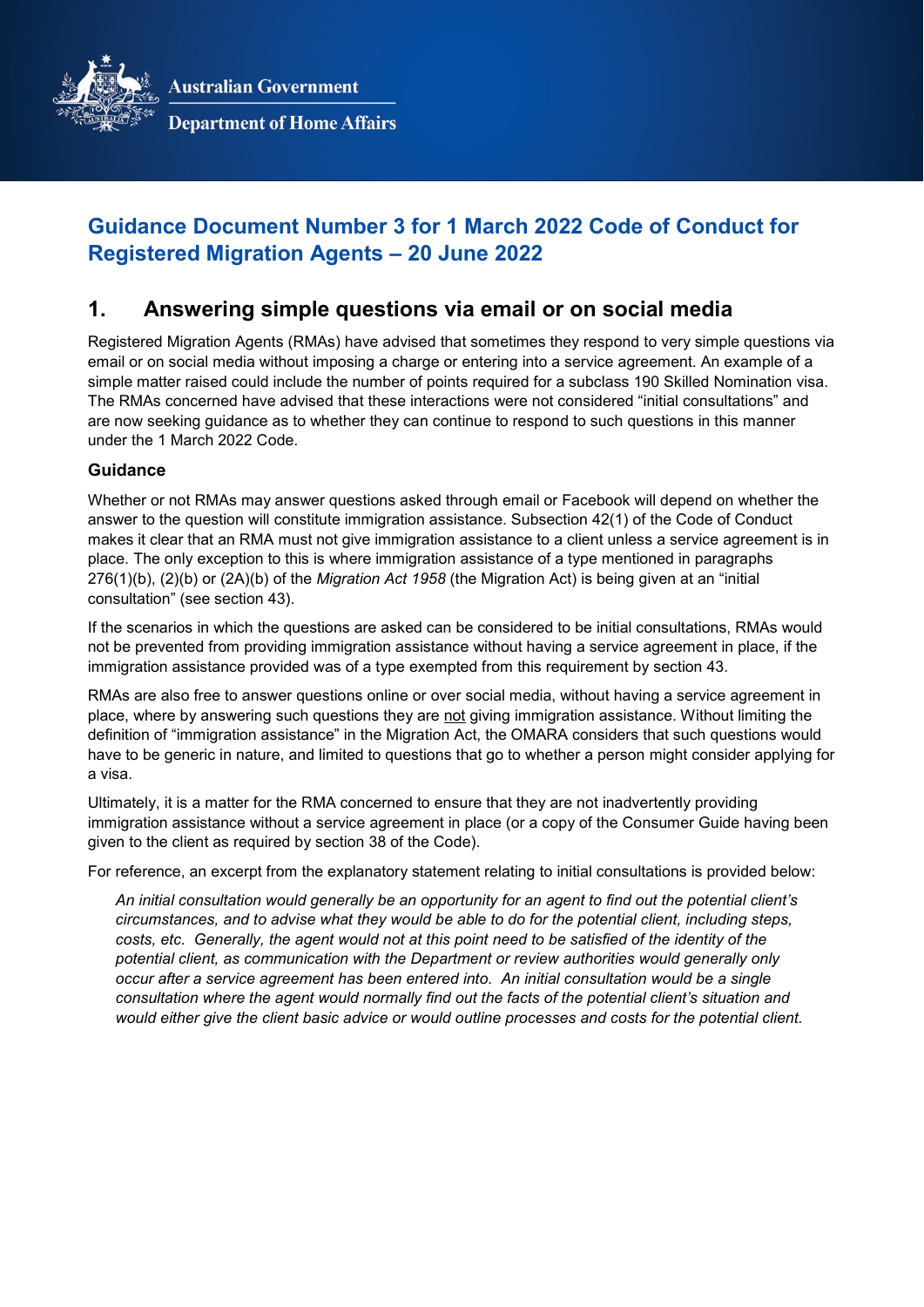Australian Government

Department of Home Affairs

# Guidance Document Number 3 for 1 March 2022 Code of Conduct for Registered Migration Agents – 20 June 2022

## 1. Answering simple questions via email or on social media

Registered Migration Agents (RMAs) have advised that sometimes they respond to very simple questions via email or on social media without imposing a charge or entering into a service agreement. An example of a simple matter raised could include the number of points required for a subclass 190 Skilled Nomination visa. The RMAs concerned have advised that these interactions were not considered "initial consultations" and are now seeking guidance as to whether they can continue to respond to such questions in this manner under the 1 March 2022 Code.

### Guidance

Whether or not RMAs may answer questions asked through email or Facebook will depend on whether the answer to the question will constitute immigration assistance. Subsection 42(1) of the Code of Conduct makes it clear that an RMA must not give immigration assistance to a client unless a service agreement is in place. The only exception to this is where immigration assistance of a type mentioned in paragraphs 276(1)(b), (2)(b) or (2A)(b) of the *Migration Act 1958* (the Migration Act) is being given at an "initial consultation" (see section 43).

If the scenarios in which the questions are asked can be considered to be initial consultations, RMAs would not be prevented from providing immigration assistance without having a service agreement in place, if the immigration assistance provided was of a type exempted from this requirement by section 43.

RMAs are also free to answer questions online or over social media, without having a service agreement in place, where by answering such questions they are <u>not</u> giving immigration assistance. Without limiting the definition of "immigration assistance" in the Migration Act, the OMARA considers that such questions would have to be generic in nature, and limited to questions that go to whether a person might consider applying for a visa.

Ultimately, it is a matter for the RMA concerned to ensure that they are not inadvertently providing immigration assistance without a service agreement in place (or a copy of the Consumer Guide having been given to the client as required by section 38 of the Code).

For reference, an excerpt from the explanatory statement relating to initial consultations is provided below:

> *An initial consultation would generally be an opportunity for an agent to find out the potential client's circumstances, and to advise what they would be able to do for the potential client, including steps, costs, etc. Generally, the agent would not at this point need to be satisfied of the identity of the potential client, as communication with the Department or review authorities would generally only occur after a service agreement has been entered into. An initial consultation would be a single consultation where the agent would normally find out the facts of the potential client's situation and would either give the client basic advice or would outline processes and costs for the potential client.*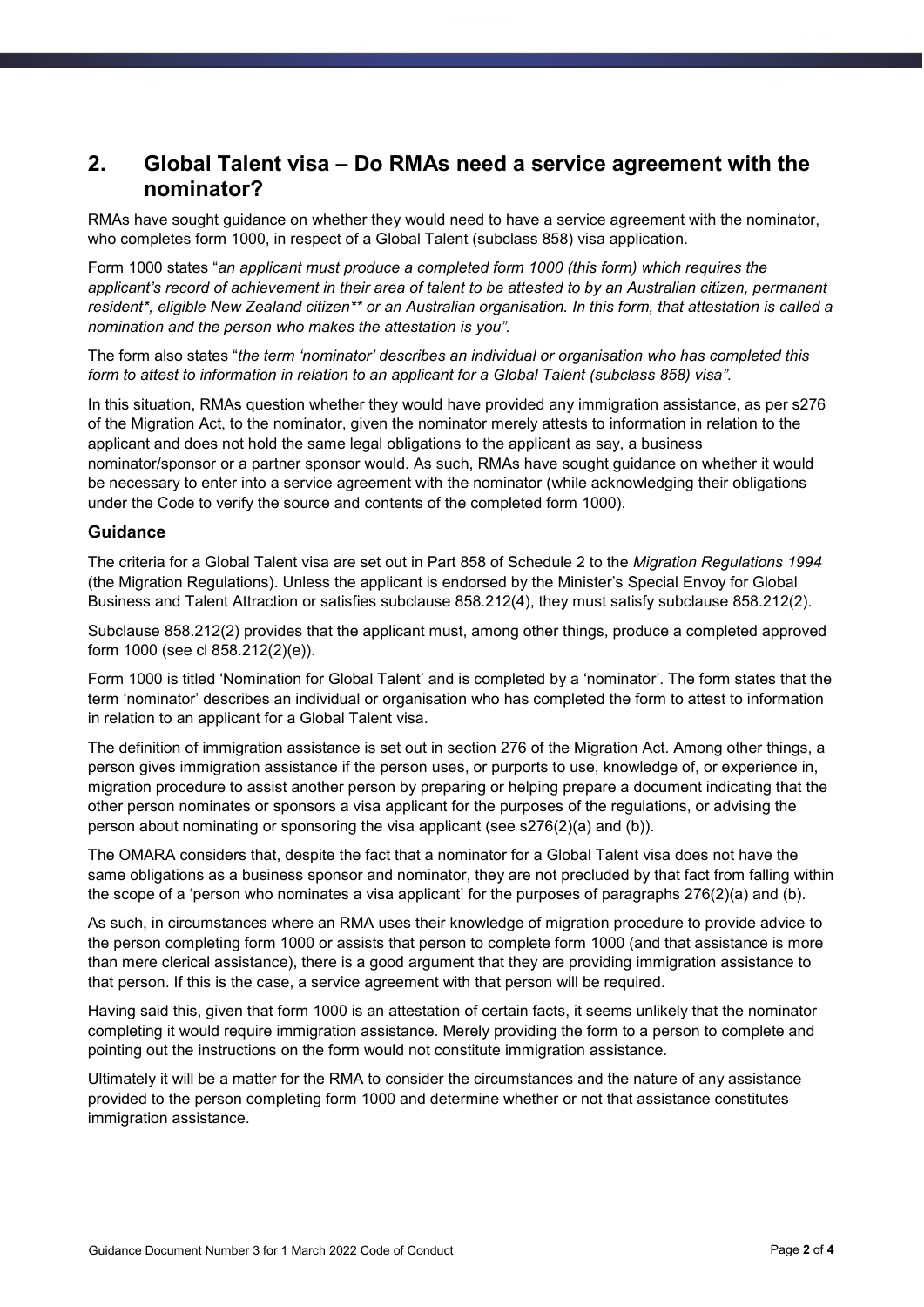## 2. Global Talent visa – Do RMAs need a service agreement with the nominator?

RMAs have sought guidance on whether they would need to have a service agreement with the nominator, who completes form 1000, in respect of a Global Talent (subclass 858) visa application.

Form 1000 states "*an applicant must produce a completed form 1000 (this form) which requires the applicant's record of achievement in their area of talent to be attested to by an Australian citizen, permanent resident*, eligible New Zealand citizen** or an Australian organisation. In this form, that attestation is called a nomination and the person who makes the attestation is you*".

The form also states "*the term 'nominator' describes an individual or organisation who has completed this form to attest to information in relation to an applicant for a Global Talent (subclass 858) visa*".

In this situation, RMAs question whether they would have provided any immigration assistance, as per s276 of the Migration Act, to the nominator, given the nominator merely attests to information in relation to the applicant and does not hold the same legal obligations to the applicant as say, a business nominator/sponsor or a partner sponsor would. As such, RMAs have sought guidance on whether it would be necessary to enter into a service agreement with the nominator (while acknowledging their obligations under the Code to verify the source and contents of the completed form 1000).

### Guidance

The criteria for a Global Talent visa are set out in Part 858 of Schedule 2 to the *Migration Regulations 1994* (the Migration Regulations). Unless the applicant is endorsed by the Minister's Special Envoy for Global Business and Talent Attraction or satisfies subclause 858.212(4), they must satisfy subclause 858.212(2).

Subclause 858.212(2) provides that the applicant must, among other things, produce a completed approved form 1000 (see cl 858.212(2)(e)).

Form 1000 is titled 'Nomination for Global Talent' and is completed by a 'nominator'. The form states that the term 'nominator' describes an individual or organisation who has completed the form to attest to information in relation to an applicant for a Global Talent visa.

The definition of immigration assistance is set out in section 276 of the Migration Act. Among other things, a person gives immigration assistance if the person uses, or purports to use, knowledge of, or experience in, migration procedure to assist another person by preparing or helping prepare a document indicating that the other person nominates or sponsors a visa applicant for the purposes of the regulations, or advising the person about nominating or sponsoring the visa applicant (see s276(2)(a) and (b)).

The OMARA considers that, despite the fact that a nominator for a Global Talent visa does not have the same obligations as a business sponsor and nominator, they are not precluded by that fact from falling within the scope of a 'person who nominates a visa applicant' for the purposes of paragraphs 276(2)(a) and (b).

As such, in circumstances where an RMA uses their knowledge of migration procedure to provide advice to the person completing form 1000 or assists that person to complete form 1000 (and that assistance is more than mere clerical assistance), there is a good argument that they are providing immigration assistance to that person. If this is the case, a service agreement with that person will be required.

Having said this, given that form 1000 is an attestation of certain facts, it seems unlikely that the nominator completing it would require immigration assistance. Merely providing the form to a person to complete and pointing out the instructions on the form would not constitute immigration assistance.

Ultimately it will be a matter for the RMA to consider the circumstances and the nature of any assistance provided to the person completing form 1000 and determine whether or not that assistance constitutes immigration assistance.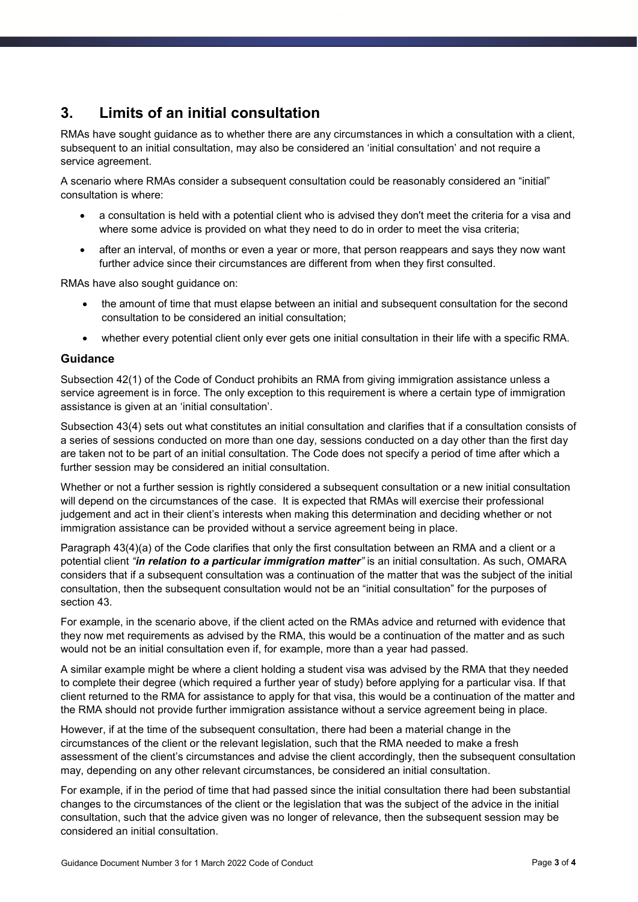## 3. Limits of an initial consultation

RMAs have sought guidance as to whether there are any circumstances in which a consultation with a client, subsequent to an initial consultation, may also be considered an 'initial consultation' and not require a service agreement.

A scenario where RMAs consider a subsequent consultation could be reasonably considered an "initial" consultation is where:

- a consultation is held with a potential client who is advised they don't meet the criteria for a visa and where some advice is provided on what they need to do in order to meet the visa criteria;
- after an interval, of months or even a year or more, that person reappears and says they now want further advice since their circumstances are different from when they first consulted.

RMAs have also sought guidance on:

- the amount of time that must elapse between an initial and subsequent consultation for the second consultation to be considered an initial consultation;
- whether every potential client only ever gets one initial consultation in their life with a specific RMA.

### Guidance

Subsection 42(1) of the Code of Conduct prohibits an RMA from giving immigration assistance unless a service agreement is in force. The only exception to this requirement is where a certain type of immigration assistance is given at an 'initial consultation'.

Subsection 43(4) sets out what constitutes an initial consultation and clarifies that if a consultation consists of a series of sessions conducted on more than one day, sessions conducted on a day other than the first day are taken not to be part of an initial consultation. The Code does not specify a period of time after which a further session may be considered an initial consultation.

Whether or not a further session is rightly considered a subsequent consultation or a new initial consultation will depend on the circumstances of the case. It is expected that RMAs will exercise their professional judgement and act in their client's interests when making this determination and deciding whether or not immigration assistance can be provided without a service agreement being in place.

Paragraph 43(4)(a) of the Code clarifies that only the first consultation between an RMA and a client or a potential client *"**in relation to a particular immigration matter**"* is an initial consultation. As such, OMARA considers that if a subsequent consultation was a continuation of the matter that was the subject of the initial consultation, then the subsequent consultation would not be an "initial consultation" for the purposes of section 43.

For example, in the scenario above, if the client acted on the RMAs advice and returned with evidence that they now met requirements as advised by the RMA, this would be a continuation of the matter and as such would not be an initial consultation even if, for example, more than a year had passed.

A similar example might be where a client holding a student visa was advised by the RMA that they needed to complete their degree (which required a further year of study) before applying for a particular visa. If that client returned to the RMA for assistance to apply for that visa, this would be a continuation of the matter and the RMA should not provide further immigration assistance without a service agreement being in place.

However, if at the time of the subsequent consultation, there had been a material change in the circumstances of the client or the relevant legislation, such that the RMA needed to make a fresh assessment of the client's circumstances and advise the client accordingly, then the subsequent consultation may, depending on any other relevant circumstances, be considered an initial consultation.

For example, if in the period of time that had passed since the initial consultation there had been substantial changes to the circumstances of the client or the legislation that was the subject of the advice in the initial consultation, such that the advice given was no longer of relevance, then the subsequent session may be considered an initial consultation.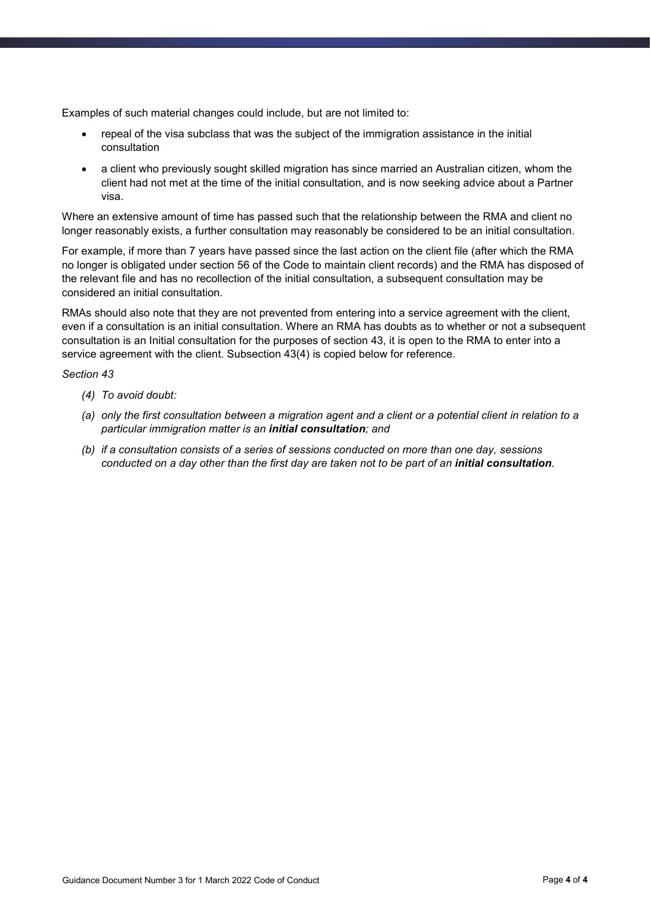Examples of such material changes could include, but are not limited to:

- repeal of the visa subclass that was the subject of the immigration assistance in the initial consultation
- a client who previously sought skilled migration has since married an Australian citizen, whom the client had not met at the time of the initial consultation, and is now seeking advice about a Partner visa.

Where an extensive amount of time has passed such that the relationship between the RMA and client no longer reasonably exists, a further consultation may reasonably be considered to be an initial consultation.

For example, if more than 7 years have passed since the last action on the client file (after which the RMA no longer is obligated under section 56 of the Code to maintain client records) and the RMA has disposed of the relevant file and has no recollection of the initial consultation, a subsequent consultation may be considered an initial consultation.

RMAs should also note that they are not prevented from entering into a service agreement with the client, even if a consultation is an initial consultation. Where an RMA has doubts as to whether or not a subsequent consultation is an Initial consultation for the purposes of section 43, it is open to the RMA to enter into a service agreement with the client. Subsection 43(4) is copied below for reference.

*Section 43*

> *(4) To avoid doubt:*
>
> *(a) only the first consultation between a migration agent and a client or a potential client in relation to a particular immigration matter is an **initial consultation**; and*
>
> *(b) if a consultation consists of a series of sessions conducted on more than one day, sessions conducted on a day other than the first day are taken not to be part of an **initial consultation**.*